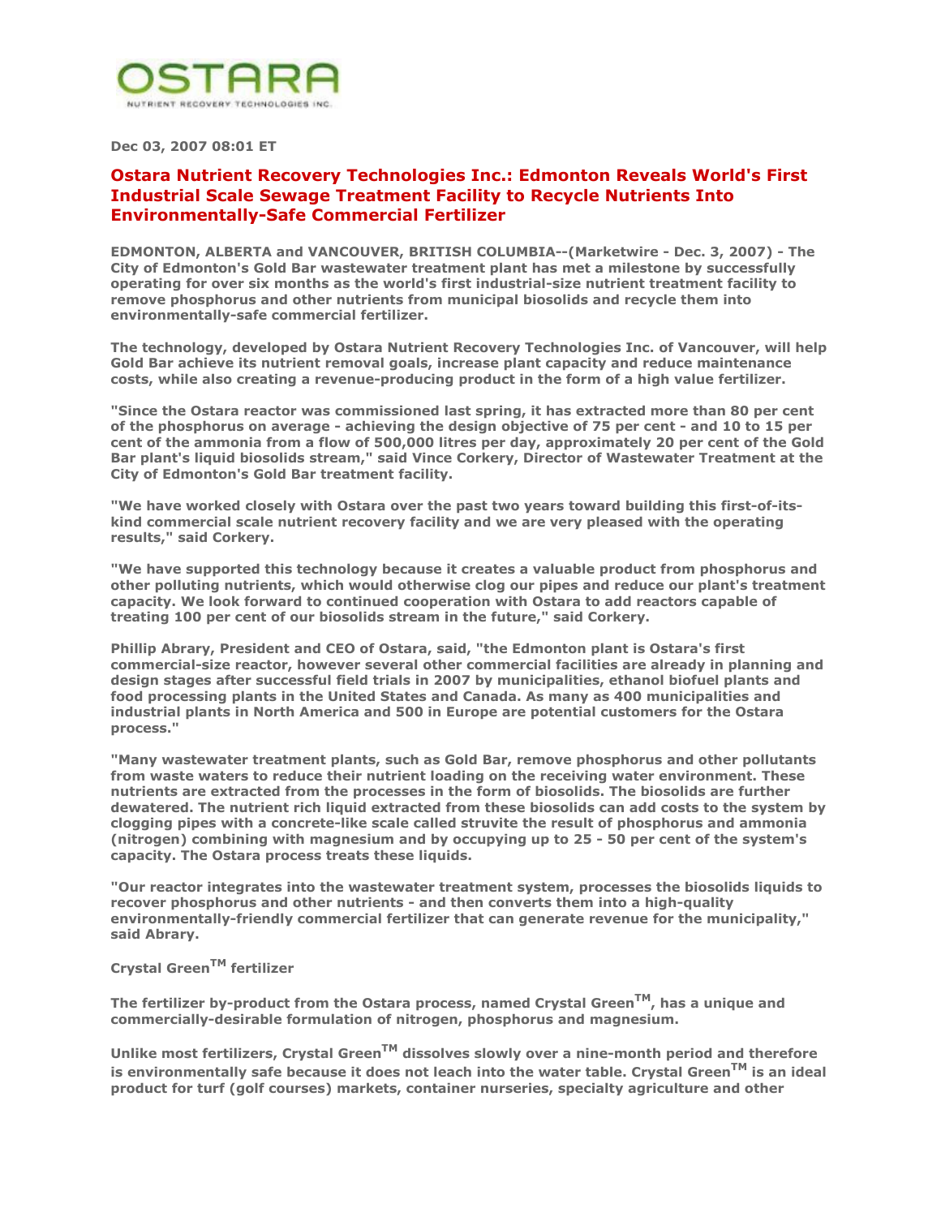OSTARA

NUTRIENT RECOVERY TECHNOLOGIES INC.

**Dec 03, 2007 08:01 ET**

# Ostara Nutrient Recovery Technologies Inc.: Edmonton Reveals World's First Industrial Scale Sewage Treatment Facility to Recycle Nutrients Into Environmentally-Safe Commercial Fertilizer

**EDMONTON, ALBERTA and VANCOUVER, BRITISH COLUMBIA--(Marketwire - Dec. 3, 2007) - The City of Edmonton's Gold Bar wastewater treatment plant has met a milestone by successfully operating for over six months as the world's first industrial-size nutrient treatment facility to remove phosphorus and other nutrients from municipal biosolids and recycle them into environmentally-safe commercial fertilizer.**

**The technology, developed by Ostara Nutrient Recovery Technologies Inc. of Vancouver, will help Gold Bar achieve its nutrient removal goals, increase plant capacity and reduce maintenance costs, while also creating a revenue-producing product in the form of a high value fertilizer.**

**"Since the Ostara reactor was commissioned last spring, it has extracted more than 80 per cent of the phosphorus on average - achieving the design objective of 75 per cent - and 10 to 15 per cent of the ammonia from a flow of 500,000 litres per day, approximately 20 per cent of the Gold Bar plant's liquid biosolids stream," said Vince Corkery, Director of Wastewater Treatment at the City of Edmonton's Gold Bar treatment facility.**

**"We have worked closely with Ostara over the past two years toward building this first-of-its-kind commercial scale nutrient recovery facility and we are very pleased with the operating results," said Corkery.**

**"We have supported this technology because it creates a valuable product from phosphorus and other polluting nutrients, which would otherwise clog our pipes and reduce our plant's treatment capacity. We look forward to continued cooperation with Ostara to add reactors capable of treating 100 per cent of our biosolids stream in the future," said Corkery.**

**Phillip Abrary, President and CEO of Ostara, said, "the Edmonton plant is Ostara's first commercial-size reactor, however several other commercial facilities are already in planning and design stages after successful field trials in 2007 by municipalities, ethanol biofuel plants and food processing plants in the United States and Canada. As many as 400 municipalities and industrial plants in North America and 500 in Europe are potential customers for the Ostara process."**

**"Many wastewater treatment plants, such as Gold Bar, remove phosphorus and other pollutants from waste waters to reduce their nutrient loading on the receiving water environment. These nutrients are extracted from the processes in the form of biosolids. The biosolids are further dewatered. The nutrient rich liquid extracted from these biosolids can add costs to the system by clogging pipes with a concrete-like scale called struvite the result of phosphorus and ammonia (nitrogen) combining with magnesium and by occupying up to 25 - 50 per cent of the system's capacity. The Ostara process treats these liquids.**

**"Our reactor integrates into the wastewater treatment system, processes the biosolids liquids to recover phosphorus and other nutrients - and then converts them into a high-quality environmentally-friendly commercial fertilizer that can generate revenue for the municipality," said Abrary.**

**Crystal Green™ fertilizer**

**The fertilizer by-product from the Ostara process, named Crystal Green™, has a unique and commercially-desirable formulation of nitrogen, phosphorus and magnesium.**

**Unlike most fertilizers, Crystal Green™ dissolves slowly over a nine-month period and therefore is environmentally safe because it does not leach into the water table. Crystal Green™ is an ideal product for turf (golf courses) markets, container nurseries, specialty agriculture and other**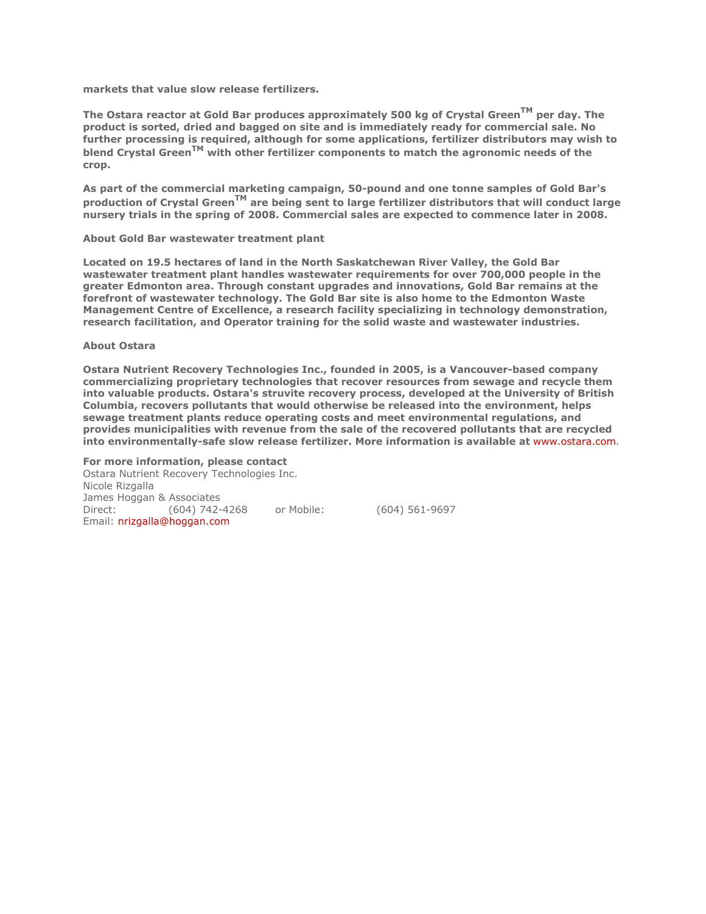**markets that value slow release fertilizers.**

**The Ostara reactor at Gold Bar produces approximately 500 kg of Crystal Green™ per day. The product is sorted, dried and bagged on site and is immediately ready for commercial sale. No further processing is required, although for some applications, fertilizer distributors may wish to blend Crystal Green™ with other fertilizer components to match the agronomic needs of the crop.**

**As part of the commercial marketing campaign, 50-pound and one tonne samples of Gold Bar's production of Crystal Green™ are being sent to large fertilizer distributors that will conduct large nursery trials in the spring of 2008. Commercial sales are expected to commence later in 2008.**

**About Gold Bar wastewater treatment plant**

**Located on 19.5 hectares of land in the North Saskatchewan River Valley, the Gold Bar wastewater treatment plant handles wastewater requirements for over 700,000 people in the greater Edmonton area. Through constant upgrades and innovations, Gold Bar remains at the forefront of wastewater technology. The Gold Bar site is also home to the Edmonton Waste Management Centre of Excellence, a research facility specializing in technology demonstration, research facilitation, and Operator training for the solid waste and wastewater industries.**

**About Ostara**

**Ostara Nutrient Recovery Technologies Inc., founded in 2005, is a Vancouver-based company commercializing proprietary technologies that recover resources from sewage and recycle them into valuable products. Ostara's struvite recovery process, developed at the University of British Columbia, recovers pollutants that would otherwise be released into the environment, helps sewage treatment plants reduce operating costs and meet environmental regulations, and provides municipalities with revenue from the sale of the recovered pollutants that are recycled into environmentally-safe slow release fertilizer. More information is available at** www.ostara.com.

**For more information, please contact**
Ostara Nutrient Recovery Technologies Inc.
Nicole Rizgalla
James Hoggan & Associates
Direct: (604) 742-4268 or Mobile: (604) 561-9697
Email: nrizgalla@hoggan.com